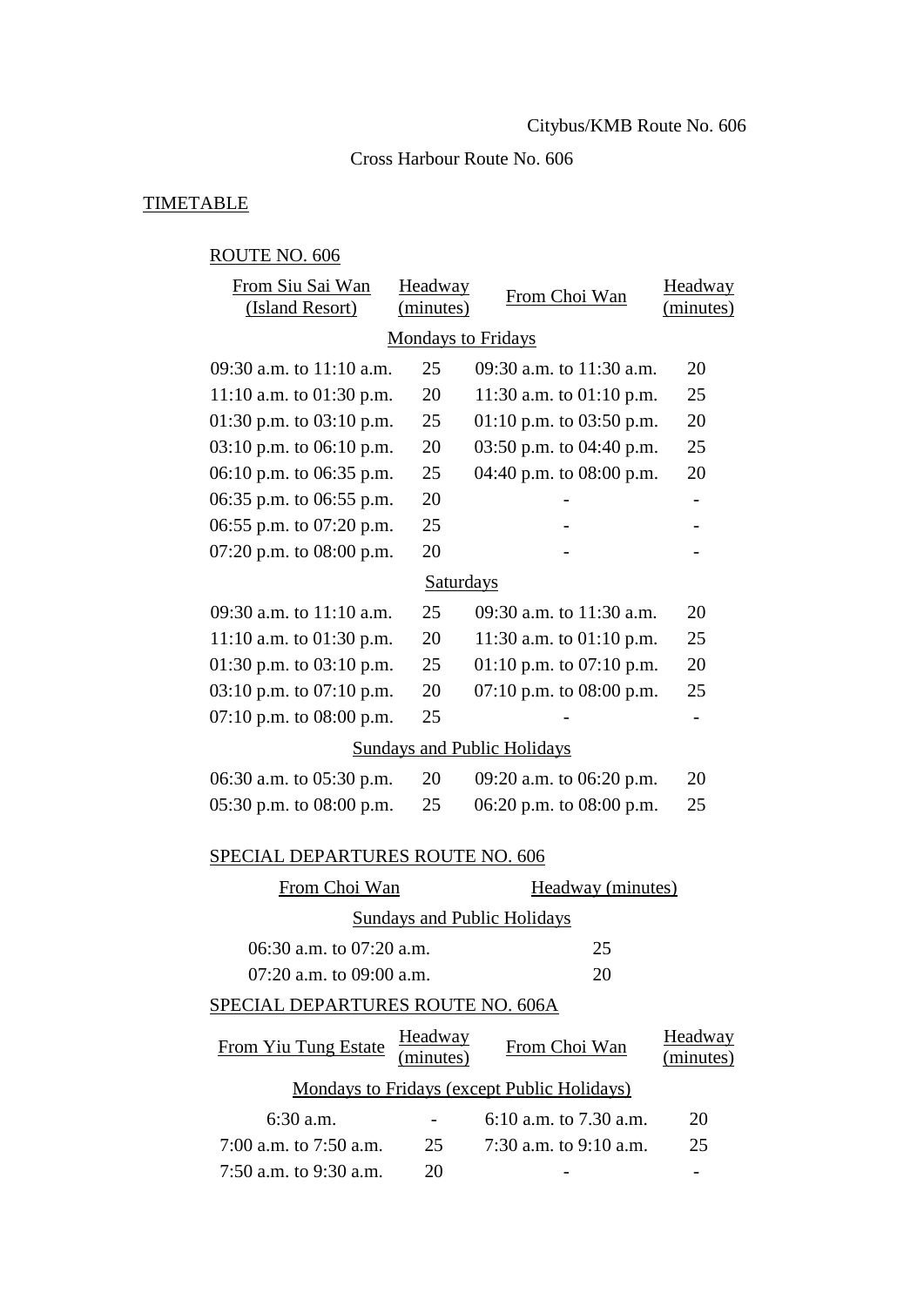Citybus/KMB Route No. 606

Cross Harbour Route No. 606

TIMETABLE

ROUTE NO. 606

| From Siu Sai Wan (Island Resort) | Headway (minutes) | From Choi Wan | Headway (minutes) |
|---|---|---|---|
| **Mondays to Fridays** | | | |
| 09:30 a.m. to 11:10 a.m. | 25 | 09:30 a.m. to 11:30 a.m. | 20 |
| 11:10 a.m. to 01:30 p.m. | 20 | 11:30 a.m. to 01:10 p.m. | 25 |
| 01:30 p.m. to 03:10 p.m. | 25 | 01:10 p.m. to 03:50 p.m. | 20 |
| 03:10 p.m. to 06:10 p.m. | 20 | 03:50 p.m. to 04:40 p.m. | 25 |
| 06:10 p.m. to 06:35 p.m. | 25 | 04:40 p.m. to 08:00 p.m. | 20 |
| 06:35 p.m. to 06:55 p.m. | 20 | - | - |
| 06:55 p.m. to 07:20 p.m. | 25 | - | - |
| 07:20 p.m. to 08:00 p.m. | 20 | - | - |
| **Saturdays** | | | |
| 09:30 a.m. to 11:10 a.m. | 25 | 09:30 a.m. to 11:30 a.m. | 20 |
| 11:10 a.m. to 01:30 p.m. | 20 | 11:30 a.m. to 01:10 p.m. | 25 |
| 01:30 p.m. to 03:10 p.m. | 25 | 01:10 p.m. to 07:10 p.m. | 20 |
| 03:10 p.m. to 07:10 p.m. | 20 | 07:10 p.m. to 08:00 p.m. | 25 |
| 07:10 p.m. to 08:00 p.m. | 25 | - | - |
| **Sundays and Public Holidays** | | | |
| 06:30 a.m. to 05:30 p.m. | 20 | 09:20 a.m. to 06:20 p.m. | 20 |
| 05:30 p.m. to 08:00 p.m. | 25 | 06:20 p.m. to 08:00 p.m. | 25 |

SPECIAL DEPARTURES ROUTE NO. 606

| From Choi Wan | Headway (minutes) |
|---|---|
| **Sundays and Public Holidays** | |
| 06:30 a.m. to 07:20 a.m. | 25 |
| 07:20 a.m. to 09:00 a.m. | 20 |

SPECIAL DEPARTURES ROUTE NO. 606A

| From Yiu Tung Estate | Headway (minutes) | From Choi Wan | Headway (minutes) |
|---|---|---|---|
| **Mondays to Fridays (except Public Holidays)** | | | |
| 6:30 a.m. | - | 6:10 a.m. to 7.30 a.m. | 20 |
| 7:00 a.m. to 7:50 a.m. | 25 | 7:30 a.m. to 9:10 a.m. | 25 |
| 7:50 a.m. to 9:30 a.m. | 20 | - | - |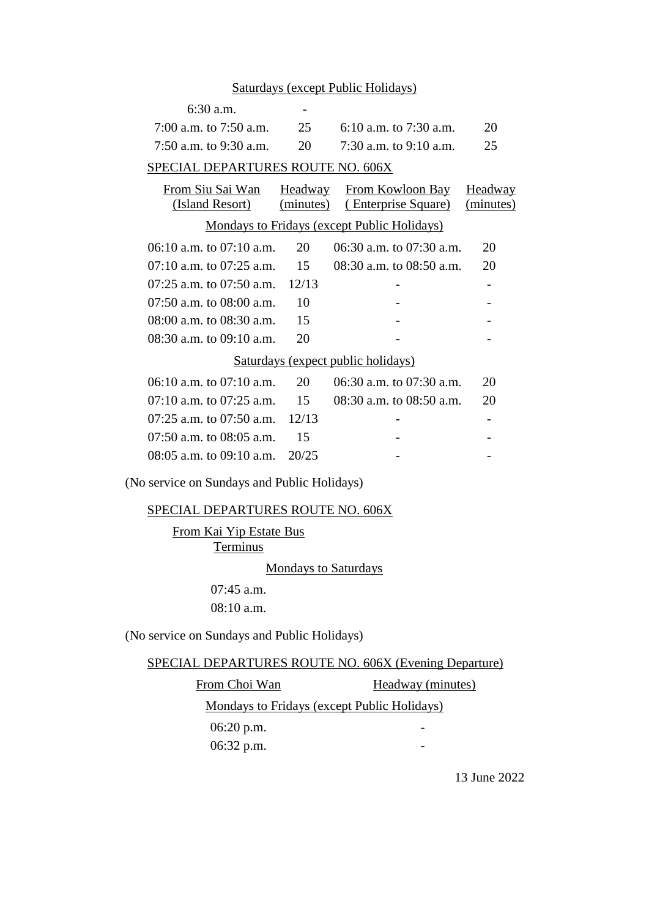Saturdays (except Public Holidays)

| | | | |
|---|---|---|---|
| 6:30 a.m. | - | | |
| 7:00 a.m. to 7:50 a.m. | 25 | 6:10 a.m. to 7:30 a.m. | 20 |
| 7:50 a.m. to 9:30 a.m. | 20 | 7:30 a.m. to 9:10 a.m. | 25 |

SPECIAL DEPARTURES ROUTE NO. 606X

| From Siu Sai Wan (Island Resort) | Headway (minutes) | From Kowloon Bay ( Enterprise Square) | Headway (minutes) |
|---|---|---|---|
| Mondays to Fridays (except Public Holidays) | | | |
| 06:10 a.m. to 07:10 a.m. | 20 | 06:30 a.m. to 07:30 a.m. | 20 |
| 07:10 a.m. to 07:25 a.m. | 15 | 08:30 a.m. to 08:50 a.m. | 20 |
| 07:25 a.m. to 07:50 a.m. | 12/13 | - | - |
| 07:50 a.m. to 08:00 a.m. | 10 | - | - |
| 08:00 a.m. to 08:30 a.m. | 15 | - | - |
| 08:30 a.m. to 09:10 a.m. | 20 | - | - |
| Saturdays (expect public holidays) | | | |
| 06:10 a.m. to 07:10 a.m. | 20 | 06:30 a.m. to 07:30 a.m. | 20 |
| 07:10 a.m. to 07:25 a.m. | 15 | 08:30 a.m. to 08:50 a.m. | 20 |
| 07:25 a.m. to 07:50 a.m. | 12/13 | - | - |
| 07:50 a.m. to 08:05 a.m. | 15 | - | - |
| 08:05 a.m. to 09:10 a.m. | 20/25 | - | - |

(No service on Sundays and Public Holidays)

SPECIAL DEPARTURES ROUTE NO. 606X

From Kai Yip Estate Bus Terminus

Mondays to Saturdays

07:45 a.m.

08:10 a.m.

(No service on Sundays and Public Holidays)

SPECIAL DEPARTURES ROUTE NO. 606X (Evening Departure)

| From Choi Wan | Headway (minutes) |
|---|---|
| Mondays to Fridays (except Public Holidays) | |
| 06:20 p.m. | - |
| 06:32 p.m. | - |

13 June 2022